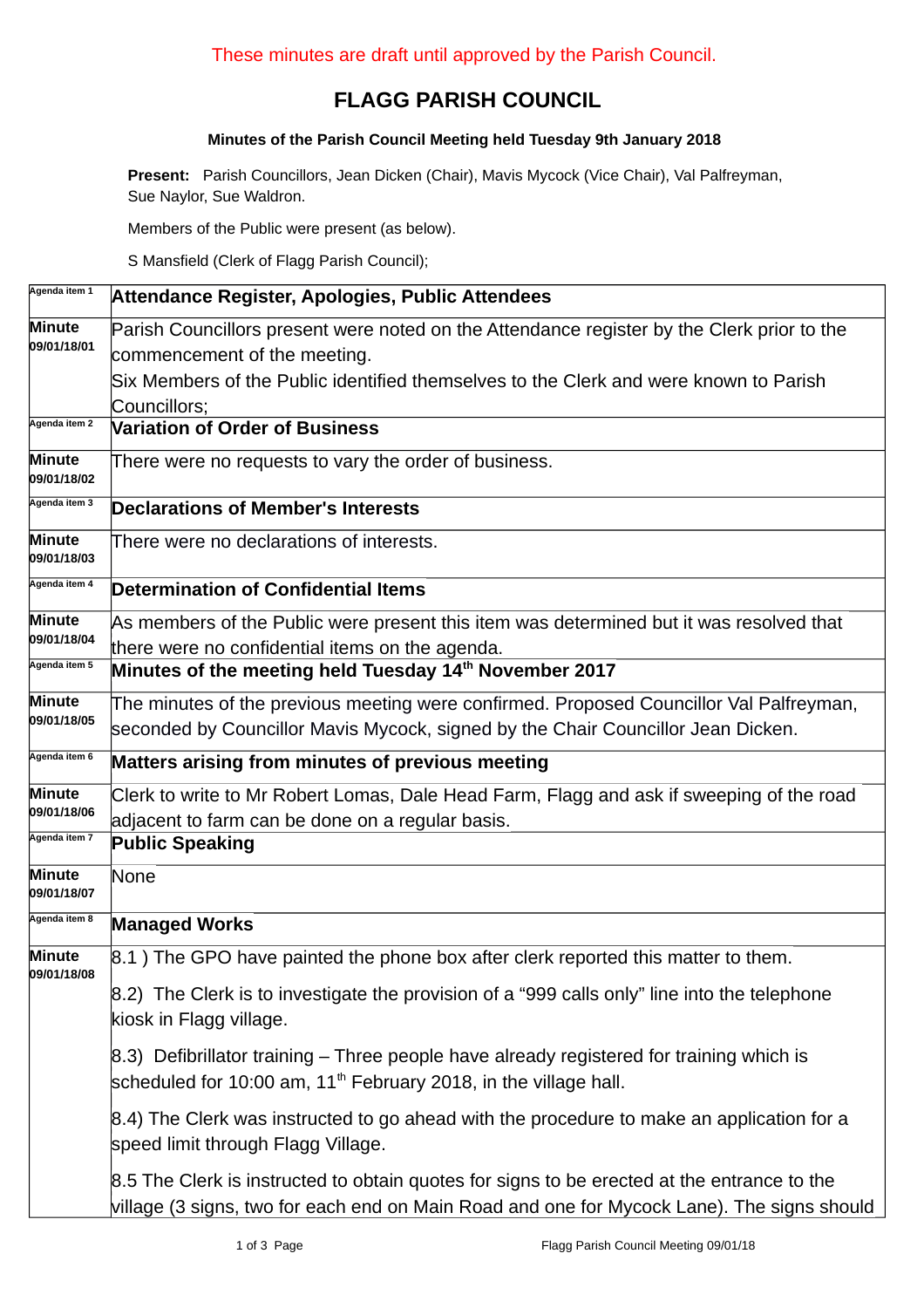These minutes are draft until approved by the Parish Council.

# FLAGG PARISH COUNCIL

### Minutes of the Parish Council Meeting held Tuesday 9th January 2018

**Present:** Parish Councillors, Jean Dicken (Chair), Mavis Mycock (Vice Chair), Val Palfreyman, Sue Naylor, Sue Waldron.

Members of the Public were present (as below).

S Mansfield (Clerk of Flagg Parish Council);

| | |
|---|---|
| Agenda item 1 | **Attendance Register, Apologies, Public Attendees** |
| **Minute 09/01/18/01** | Parish Councillors present were noted on the Attendance register by the Clerk prior to the commencement of the meeting.<br>Six Members of the Public identified themselves to the Clerk and were known to Parish Councillors; |
| Agenda item 2 | **Variation of Order of Business** |
| **Minute 09/01/18/02** | There were no requests to vary the order of business. |
| Agenda item 3 | **Declarations of Member's Interests** |
| **Minute 09/01/18/03** | There were no declarations of interests. |
| Agenda item 4 | **Determination of Confidential Items** |
| **Minute 09/01/18/04** | As members of the Public were present this item was determined but it was resolved that there were no confidential items on the agenda. |
| Agenda item 5 | **Minutes of the meeting held Tuesday 14th November 2017** |
| **Minute 09/01/18/05** | The minutes of the previous meeting were confirmed. Proposed Councillor Val Palfreyman, seconded by Councillor Mavis Mycock, signed by the Chair Councillor Jean Dicken. |
| Agenda item 6 | **Matters arising from minutes of previous meeting** |
| **Minute 09/01/18/06** | Clerk to write to Mr Robert Lomas, Dale Head Farm, Flagg and ask if sweeping of the road adjacent to farm can be done on a regular basis. |
| Agenda item 7 | **Public Speaking** |
| **Minute 09/01/18/07** | None |
| Agenda item 8 | **Managed Works** |
| **Minute 09/01/18/08** | 8.1 ) The GPO have painted the phone box after clerk reported this matter to them.<br><br>8.2) The Clerk is to investigate the provision of a "999 calls only" line into the telephone kiosk in Flagg village.<br><br>8.3) Defibrillator training – Three people have already registered for training which is scheduled for 10:00 am, 11th February 2018, in the village hall.<br><br>8.4) The Clerk was instructed to go ahead with the procedure to make an application for a speed limit through Flagg Village.<br><br>8.5 The Clerk is instructed to obtain quotes for signs to be erected at the entrance to the village (3 signs, two for each end on Main Road and one for Mycock Lane). The signs should |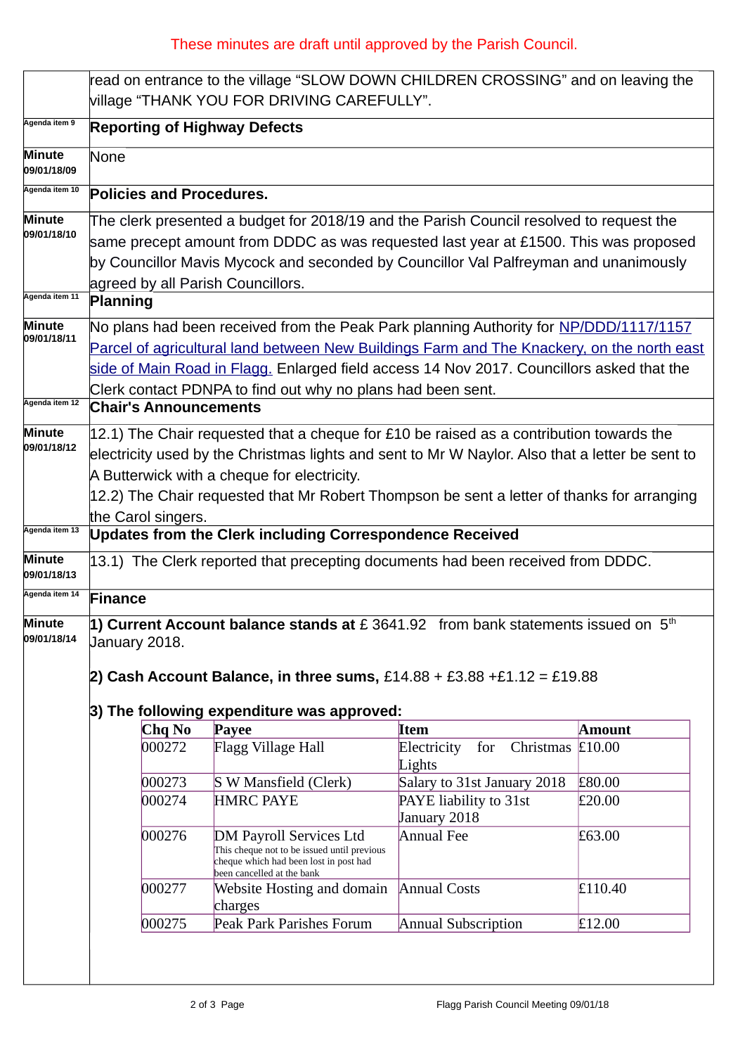These minutes are draft until approved by the Parish Council.

| | |
|---|---|
| | read on entrance to the village "SLOW DOWN CHILDREN CROSSING" and on leaving the village "THANK YOU FOR DRIVING CAREFULLY". |
| Agenda item 9 | **Reporting of Highway Defects** |
| **Minute 09/01/18/09** | None |
| Agenda item 10 | **Policies and Procedures.** |
| **Minute 09/01/18/10** | The clerk presented a budget for 2018/19 and the Parish Council resolved to request the same precept amount from DDDC as was requested last year at £1500. This was proposed by Councillor Mavis Mycock and seconded by Councillor Val Palfreyman and unanimously agreed by all Parish Councillors. |
| Agenda item 11 | **Planning** |
| **Minute 09/01/18/11** | No plans had been received from the Peak Park planning Authority for NP/DDD/1117/1157 Parcel of agricultural land between New Buildings Farm and The Knackery, on the north east side of Main Road in Flagg. Enlarged field access 14 Nov 2017. Councillors asked that the Clerk contact PDNPA to find out why no plans had been sent. |
| Agenda item 12 | **Chair's Announcements** |
| **Minute 09/01/18/12** | 12.1) The Chair requested that a cheque for £10 be raised as a contribution towards the electricity used by the Christmas lights and sent to Mr W Naylor. Also that a letter be sent to A Butterwick with a cheque for electricity.<br>12.2) The Chair requested that Mr Robert Thompson be sent a letter of thanks for arranging the Carol singers. |
| Agenda item 13 | **Updates from the Clerk including Correspondence Received** |
| **Minute 09/01/18/13** | 13.1) The Clerk reported that precepting documents had been received from DDDC. |
| Agenda item 14 | **Finance** |
| **Minute 09/01/18/14** | **1) Current Account balance stands at** £ 3641.92 from bank statements issued on 5th January 2018.<br><br>**2) Cash Account Balance, in three sums,** £14.88 + £3.88 +£1.12 = £19.88<br><br>**3) The following expenditure was approved:** |

| **Chq No** | **Payee** | **Item** | **Amount** |
|---|---|---|---|
| 000272 | Flagg Village Hall | Electricity for Christmas Lights | £10.00 |
| 000273 | S W Mansfield (Clerk) | Salary to 31st January 2018 | £80.00 |
| 000274 | HMRC PAYE | PAYE liability to 31st January 2018 | £20.00 |
| 000276 | DM Payroll Services Ltd<br>This cheque not to be issued until previous cheque which had been lost in post had been cancelled at the bank | Annual Fee | £63.00 |
| 000277 | Website Hosting and domain charges | Annual Costs | £110.40 |
| 000275 | Peak Park Parishes Forum | Annual Subscription | £12.00 |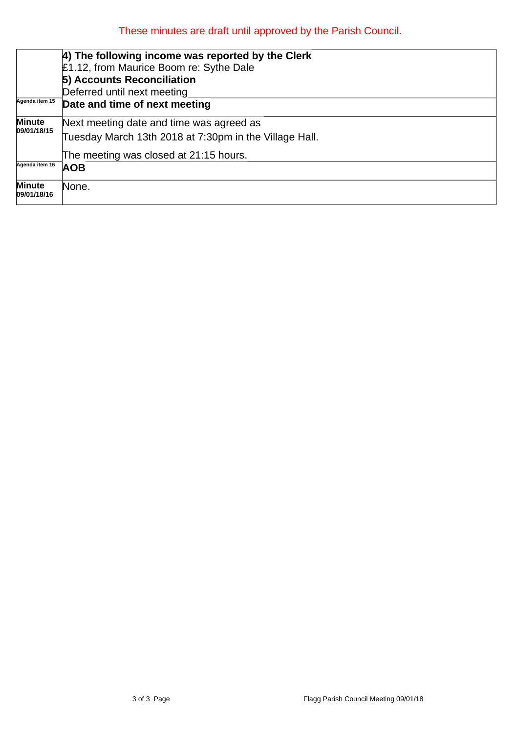These minutes are draft until approved by the Parish Council.

| | |
|---|---|
| | **4) The following income was reported by the Clerk**<br>£1.12, from Maurice Boom re: Sythe Dale<br>**5) Accounts Reconciliation**<br>Deferred until next meeting |
| Agenda item 15 | **Date and time of next meeting** |
| **Minute 09/01/18/15** | Next meeting date and time was agreed as<br>Tuesday March 13th 2018 at 7:30pm in the Village Hall.<br>The meeting was closed at 21:15 hours. |
| Agenda item 16 | **AOB** |
| **Minute 09/01/18/16** | None. |